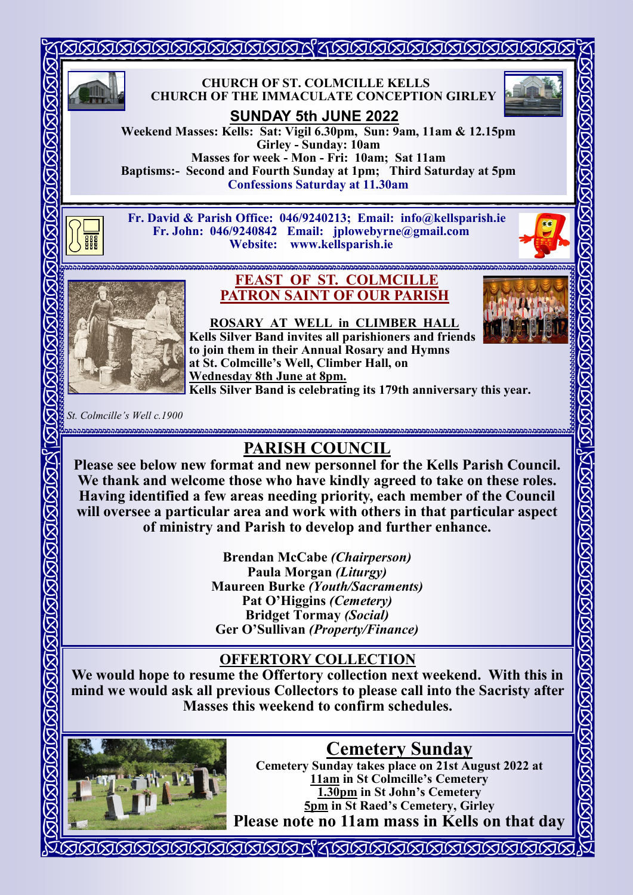**CHURCH OF ST. COLMCILLE KELLS**
**CHURCH OF THE IMMACULATE CONCEPTION GIRLEY**

## SUNDAY 5th JUNE 2022

**Weekend Masses: Kells: Sat: Vigil 6.30pm, Sun: 9am, 11am & 12.15pm**
**Girley - Sunday: 10am**
**Masses for week - Mon - Fri: 10am; Sat 11am**
**Baptisms:- Second and Fourth Sunday at 1pm; Third Saturday at 5pm**
**Confessions Saturday at 11.30am**

**Fr. David & Parish Office: 046/9240213; Email: info@kellsparish.ie**
**Fr. John: 046/9240842 Email: jplowebyrne@gmail.com**
**Website: www.kellsparish.ie**

## FEAST OF ST. COLMCILLE PATRON SAINT OF OUR PARISH

**ROSARY AT WELL in CLIMBER HALL**

**Kells Silver Band invites all parishioners and friends to join them in their Annual Rosary and Hymns at St. Colmcille's Well, Climber Hall, on Wednesday 8th June at 8pm.**
**Kells Silver Band is celebrating its 179th anniversary this year.**

*St. Colmcille's Well c.1900*

## PARISH COUNCIL

**Please see below new format and new personnel for the Kells Parish Council. We thank and welcome those who have kindly agreed to take on these roles. Having identified a few areas needing priority, each member of the Council will oversee a particular area and work with others in that particular aspect of ministry and Parish to develop and further enhance.**

**Brendan McCabe *(Chairperson)***
**Paula Morgan *(Liturgy)***
**Maureen Burke *(Youth/Sacraments)***
**Pat O'Higgins *(Cemetery)***
**Bridget Tormay *(Social)***
**Ger O'Sullivan *(Property/Finance)***

## OFFERTORY COLLECTION

**We would hope to resume the Offertory collection next weekend. With this in mind we would ask all previous Collectors to please call into the Sacristy after Masses this weekend to confirm schedules.**

## Cemetery Sunday

**Cemetery Sunday takes place on 21st August 2022 at**
**11am in St Colmcille's Cemetery**
**1.30pm in St John's Cemetery**
**5pm in St Raed's Cemetery, Girley**
**Please note no 11am mass in Kells on that day**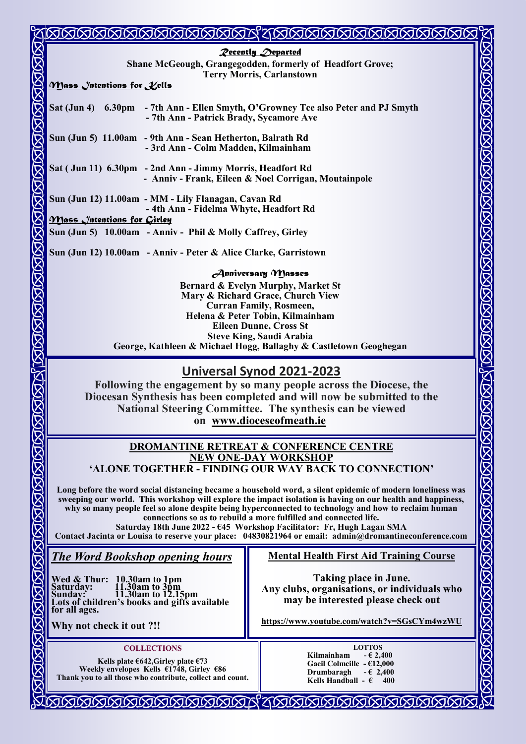### *Recently Departed*

**Shane McGeough, Grangegodden, formerly of Headfort Grove;**
**Terry Morris, Carlanstown**

### *Mass Intentions for Kells*

**Sat (Jun 4) 6.30pm - 7th Ann - Ellen Smyth, O'Growney Tce also Peter and PJ Smyth**
**- 7th Ann - Patrick Brady, Sycamore Ave**

**Sun (Jun 5) 11.00am - 9th Ann - Sean Hetherton, Balrath Rd**
**- 3rd Ann - Colm Madden, Kilmainham**

**Sat ( Jun 11) 6.30pm - 2nd Ann - Jimmy Morris, Headfort Rd**
**- Anniv - Frank, Eileen & Noel Corrigan, Moutainpole**

**Sun (Jun 12) 11.00am - MM - Lily Flanagan, Cavan Rd**
**- 4th Ann - Fidelma Whyte, Headfort Rd**

### *Mass Intentions for Girley*

**Sun (Jun 5) 10.00am - Anniv - Phil & Molly Caffrey, Girley**

**Sun (Jun 12) 10.00am - Anniv - Peter & Alice Clarke, Garristown**

### *Anniversary Masses*

**Bernard & Evelyn Murphy, Market St**
**Mary & Richard Grace, Church View**
**Curran Family, Rosmeen,**
**Helena & Peter Tobin, Kilmainham**
**Eileen Dunne, Cross St**
**Steve King, Saudi Arabia**
**George, Kathleen & Michael Hogg, Ballaghy & Castletown Geoghegan**

## Universal Synod 2021-2023

**Following the engagement by so many people across the Diocese, the Diocesan Synthesis has been completed and will now be submitted to the National Steering Committee. The synthesis can be viewed on www.dioceseofmeath.ie**

### DROMANTINE RETREAT & CONFERENCE CENTRE
### NEW ONE-DAY WORKSHOP
### 'ALONE TOGETHER - FINDING OUR WAY BACK TO CONNECTION'

**Long before the word social distancing became a household word, a silent epidemic of modern loneliness was sweeping our world. This workshop will explore the impact isolation is having on our health and happiness, why so many people feel so alone despite being hyperconnected to technology and how to reclaim human connections so as to rebuild a more fulfilled and connected life.**
**Saturday 18th June 2022 - €45 Workshop Facilitator: Fr, Hugh Lagan SMA**
**Contact Jacinta or Louisa to reserve your place: 04830821964 or email: admin@dromantineconference.com**

### *The Word Bookshop opening hours*

**Wed & Thur: 10.30am to 1pm**
**Saturday: 11.30am to 3pm**
**Sunday: 11.30am to 12.15pm**
**Lots of children's books and gifts available for all ages.**

**Why not check it out ?!!**

### Mental Health First Aid Training Course

**Taking place in June.**
**Any clubs, organisations, or individuals who may be interested please check out**

**https://www.youtube.com/watch?v=SGsCYm4wzWU**

### COLLECTIONS

**Kells plate €642,Girley plate €73**
**Weekly envelopes Kells €1748, Girley €86**
**Thank you to all those who contribute, collect and count.**

### LOTTOS

**Kilmainham - € 2,400**
**Gaeil Colmcille - €12,000**
**Drumbaragh - € 2,400**
**Kells Handball - € 400**